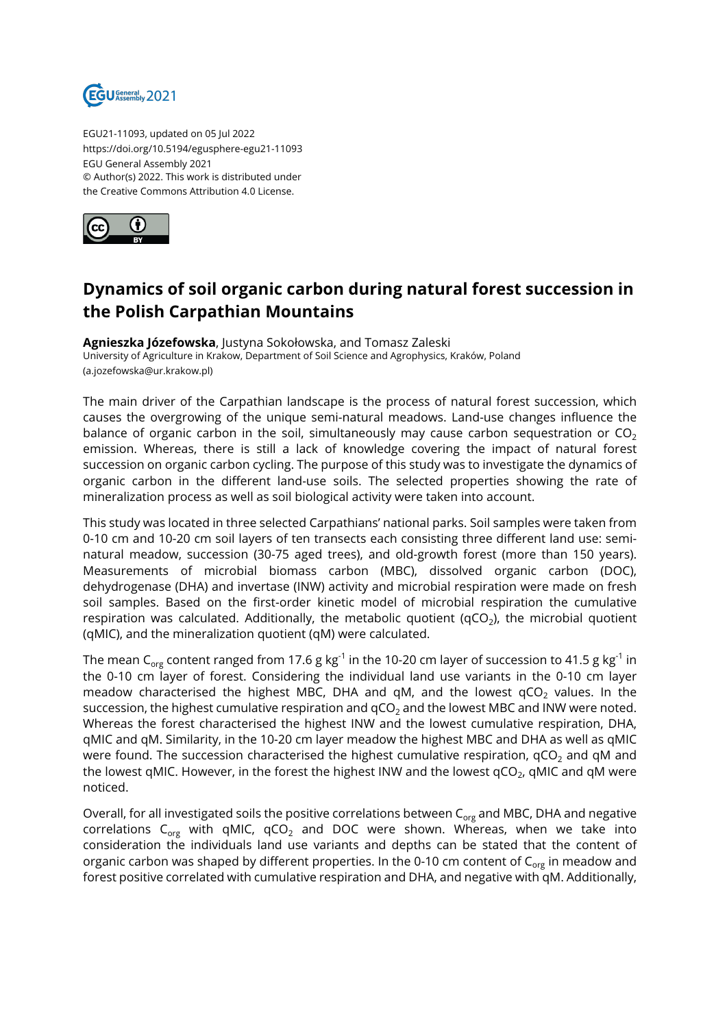EGU21-11093, updated on 05 Jul 2022
https://doi.org/10.5194/egusphere-egu21-11093
EGU General Assembly 2021
© Author(s) 2022. This work is distributed under
the Creative Commons Attribution 4.0 License.

# Dynamics of soil organic carbon during natural forest succession in the Polish Carpathian Mountains

**Agnieszka Józefowska**, Justyna Sokołowska, and Tomasz Zaleski
University of Agriculture in Krakow, Department of Soil Science and Agrophysics, Kraków, Poland
(a.jozefowska@ur.krakow.pl)

The main driver of the Carpathian landscape is the process of natural forest succession, which causes the overgrowing of the unique semi-natural meadows. Land-use changes influence the balance of organic carbon in the soil, simultaneously may cause carbon sequestration or $CO_2$ emission. Whereas, there is still a lack of knowledge covering the impact of natural forest succession on organic carbon cycling. The purpose of this study was to investigate the dynamics of organic carbon in the different land-use soils. The selected properties showing the rate of mineralization process as well as soil biological activity were taken into account.

This study was located in three selected Carpathians' national parks. Soil samples were taken from 0-10 cm and 10-20 cm soil layers of ten transects each consisting three different land use: semi-natural meadow, succession (30-75 aged trees), and old-growth forest (more than 150 years). Measurements of microbial biomass carbon (MBC), dissolved organic carbon (DOC), dehydrogenase (DHA) and invertase (INW) activity and microbial respiration were made on fresh soil samples. Based on the first-order kinetic model of microbial respiration the cumulative respiration was calculated. Additionally, the metabolic quotient ($qCO_2$), the microbial quotient (qMIC), and the mineralization quotient (qM) were calculated.

The mean $C_{org}$ content ranged from 17.6 g $kg^{-1}$ in the 10-20 cm layer of succession to 41.5 g $kg^{-1}$ in the 0-10 cm layer of forest. Considering the individual land use variants in the 0-10 cm layer meadow characterised the highest MBC, DHA and qM, and the lowest $qCO_2$ values. In the succession, the highest cumulative respiration and $qCO_2$ and the lowest MBC and INW were noted. Whereas the forest characterised the highest INW and the lowest cumulative respiration, DHA, qMIC and qM. Similarity, in the 10-20 cm layer meadow the highest MBC and DHA as well as qMIC were found. The succession characterised the highest cumulative respiration, $qCO_2$ and qM and the lowest qMIC. However, in the forest the highest INW and the lowest $qCO_2$, qMIC and qM were noticed.

Overall, for all investigated soils the positive correlations between $C_{org}$ and MBC, DHA and negative correlations $C_{org}$ with qMIC, $qCO_2$ and DOC were shown. Whereas, when we take into consideration the individuals land use variants and depths can be stated that the content of organic carbon was shaped by different properties. In the 0-10 cm content of $C_{org}$ in meadow and forest positive correlated with cumulative respiration and DHA, and negative with qM. Additionally,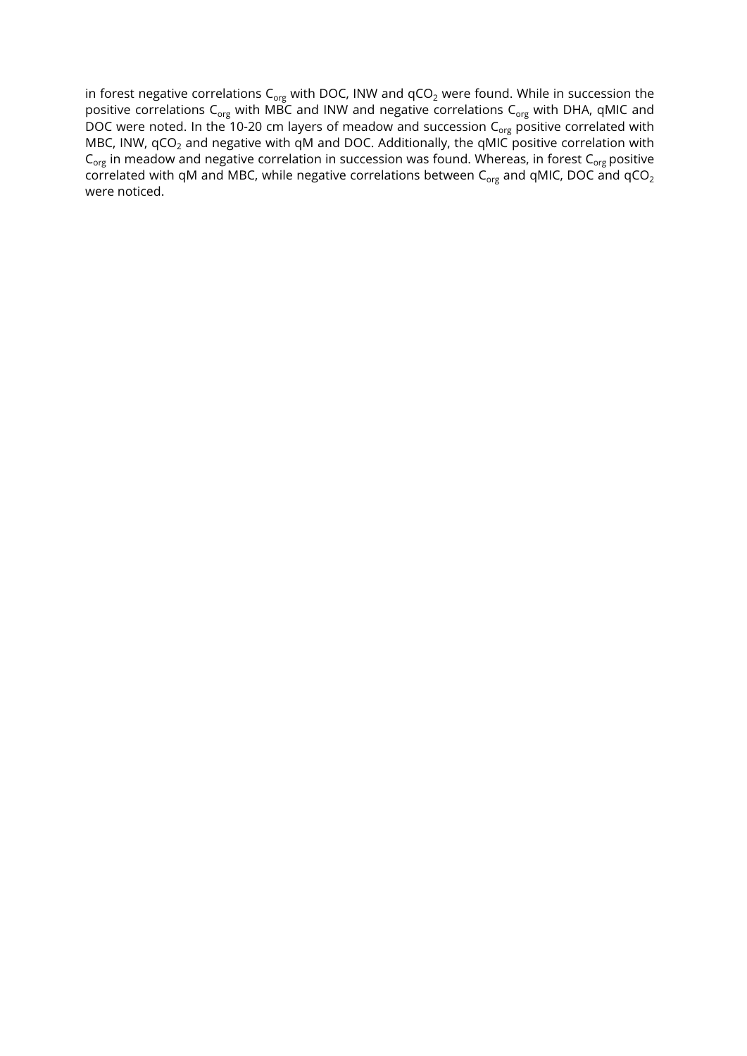in forest negative correlations $C_{org}$ with DOC, INW and $qCO_2$ were found. While in succession the positive correlations $C_{org}$ with MBC and INW and negative correlations $C_{org}$ with DHA, qMIC and DOC were noted. In the 10-20 cm layers of meadow and succession $C_{org}$ positive correlated with MBC, INW, $qCO_2$ and negative with qM and DOC. Additionally, the qMIC positive correlation with $C_{org}$ in meadow and negative correlation in succession was found. Whereas, in forest $C_{org}$ positive correlated with qM and MBC, while negative correlations between $C_{org}$ and qMIC, DOC and $qCO_2$ were noticed.